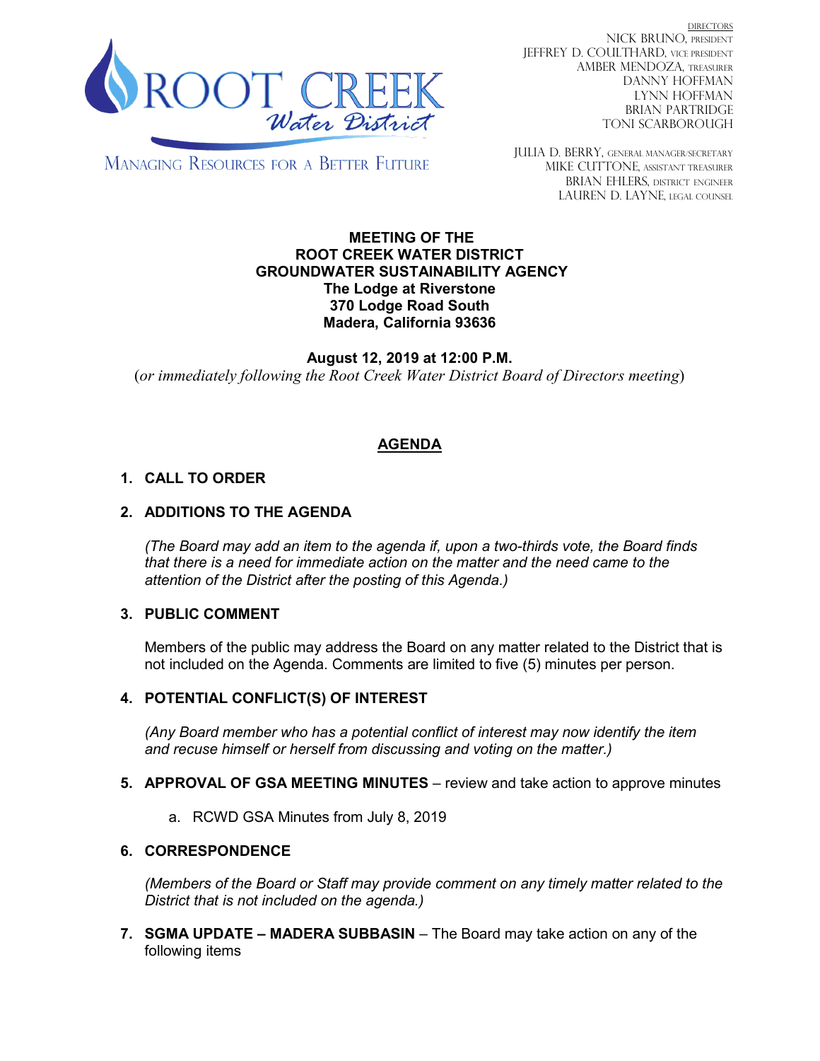# ROOT CREEK Water District

MANAGING RESOURCES FOR A BETTER FUTURE

DIRECTORS
NICK BRUNO, PRESIDENT
JEFFREY D. COULTHARD, VICE PRESIDENT
AMBER MENDOZA, TREASURER
DANNY HOFFMAN
LYNN HOFFMAN
BRIAN PARTRIDGE
TONI SCARBOROUGH

JULIA D. BERRY, GENERAL MANAGER/SECRETARY
MIKE CUTTONE, ASSISTANT TREASURER
BRIAN EHLERS, DISTRICT ENGINEER
LAUREN D. LAYNE, LEGAL COUNSEL

**MEETING OF THE**
**ROOT CREEK WATER DISTRICT**
**GROUNDWATER SUSTAINABILITY AGENCY**
**The Lodge at Riverstone**
**370 Lodge Road South**
**Madera, California 93636**

**August 12, 2019 at 12:00 P.M.**
(*or immediately following the Root Creek Water District Board of Directors meeting*)

## AGENDA

1. **CALL TO ORDER**

2. **ADDITIONS TO THE AGENDA**

   *(The Board may add an item to the agenda if, upon a two-thirds vote, the Board finds that there is a need for immediate action on the matter and the need came to the attention of the District after the posting of this Agenda.)*

3. **PUBLIC COMMENT**

   Members of the public may address the Board on any matter related to the District that is not included on the Agenda. Comments are limited to five (5) minutes per person.

4. **POTENTIAL CONFLICT(S) OF INTEREST**

   *(Any Board member who has a potential conflict of interest may now identify the item and recuse himself or herself from discussing and voting on the matter.)*

5. **APPROVAL OF GSA MEETING MINUTES** – review and take action to approve minutes

   a. RCWD GSA Minutes from July 8, 2019

6. **CORRESPONDENCE**

   *(Members of the Board or Staff may provide comment on any timely matter related to the District that is not included on the agenda.)*

7. **SGMA UPDATE – MADERA SUBBASIN** – The Board may take action on any of the following items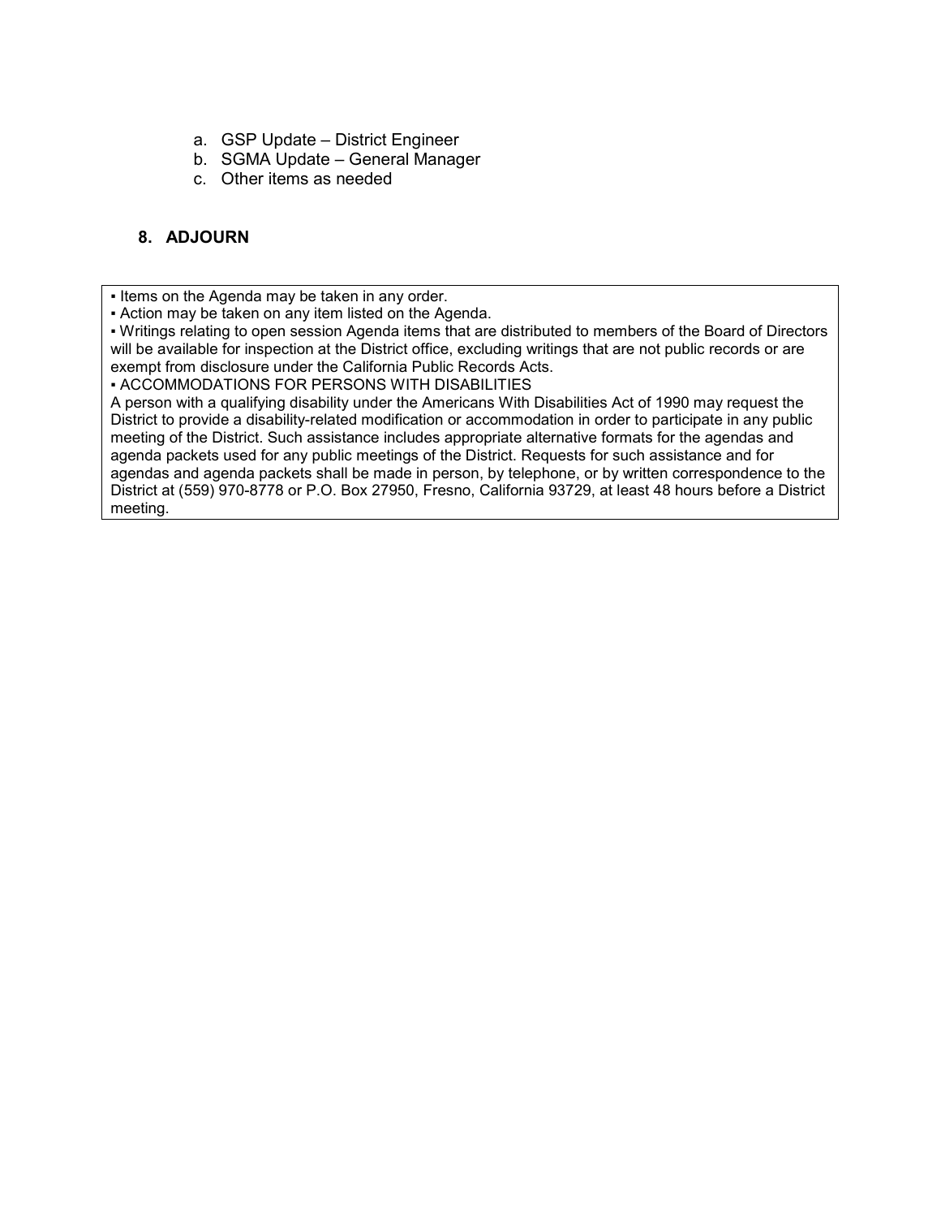a. GSP Update – District Engineer
b. SGMA Update – General Manager
c. Other items as needed

## 8. ADJOURN

▪ Items on the Agenda may be taken in any order.
▪ Action may be taken on any item listed on the Agenda.
▪ Writings relating to open session Agenda items that are distributed to members of the Board of Directors will be available for inspection at the District office, excluding writings that are not public records or are exempt from disclosure under the California Public Records Acts.
▪ ACCOMMODATIONS FOR PERSONS WITH DISABILITIES
A person with a qualifying disability under the Americans With Disabilities Act of 1990 may request the District to provide a disability-related modification or accommodation in order to participate in any public meeting of the District. Such assistance includes appropriate alternative formats for the agendas and agenda packets used for any public meetings of the District. Requests for such assistance and for agendas and agenda packets shall be made in person, by telephone, or by written correspondence to the District at (559) 970-8778 or P.O. Box 27950, Fresno, California 93729, at least 48 hours before a District meeting.